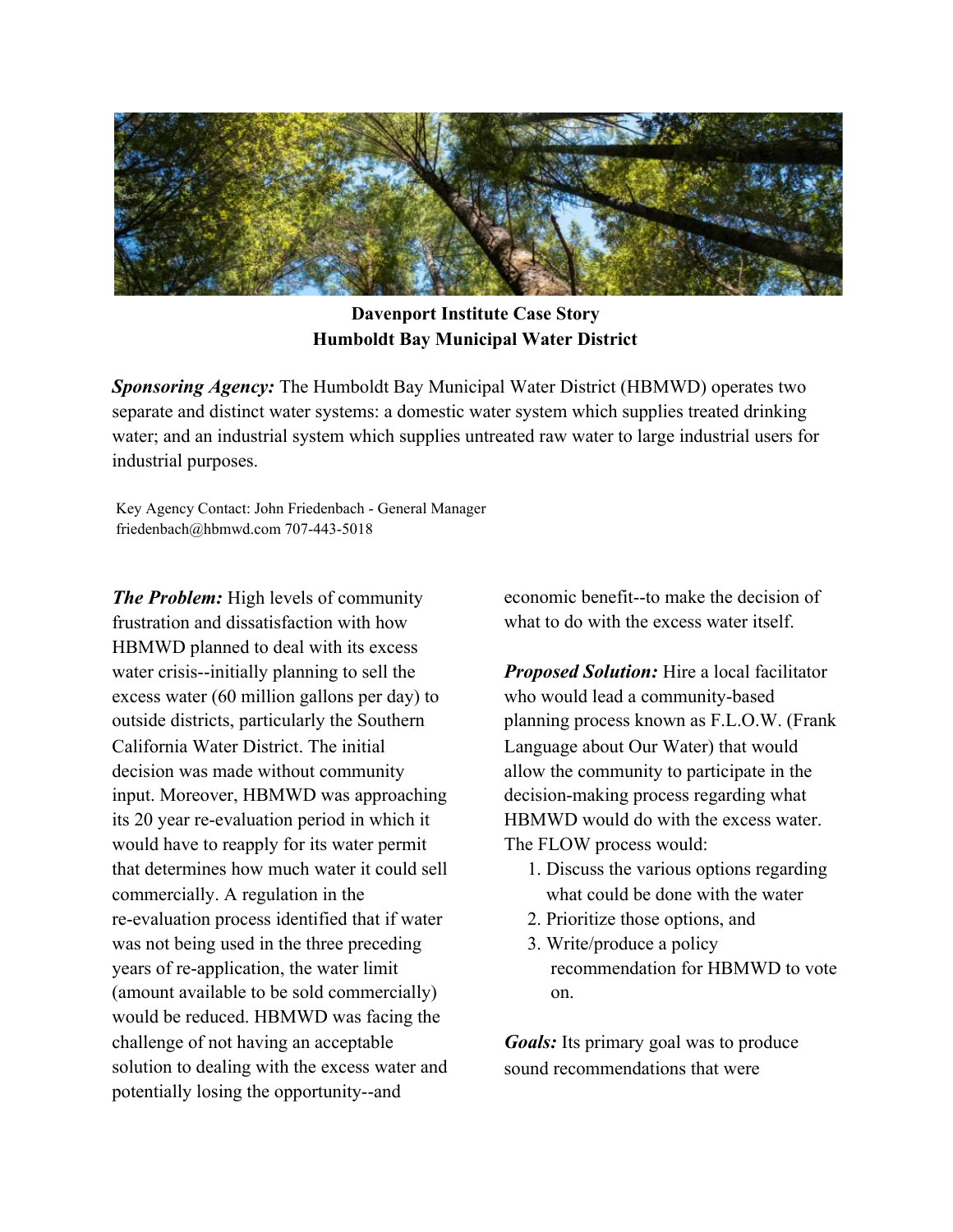**Davenport Institute Case Story**
**Humboldt Bay Municipal Water District**

***Sponsoring Agency:*** The Humboldt Bay Municipal Water District (HBMWD) operates two separate and distinct water systems: a domestic water system which supplies treated drinking water; and an industrial system which supplies untreated raw water to large industrial users for industrial purposes.

Key Agency Contact: John Friedenbach - General Manager
friedenbach@hbmwd.com 707-443-5018

***The Problem:*** High levels of community frustration and dissatisfaction with how HBMWD planned to deal with its excess water crisis--initially planning to sell the excess water (60 million gallons per day) to outside districts, particularly the Southern California Water District. The initial decision was made without community input. Moreover, HBMWD was approaching its 20 year re-evaluation period in which it would have to reapply for its water permit that determines how much water it could sell commercially. A regulation in the re-evaluation process identified that if water was not being used in the three preceding years of re-application, the water limit (amount available to be sold commercially) would be reduced. HBMWD was facing the challenge of not having an acceptable solution to dealing with the excess water and potentially losing the opportunity--and economic benefit--to make the decision of what to do with the excess water itself.

***Proposed Solution:*** Hire a local facilitator who would lead a community-based planning process known as F.L.O.W. (Frank Language about Our Water) that would allow the community to participate in the decision-making process regarding what HBMWD would do with the excess water. The FLOW process would:

1. Discuss the various options regarding what could be done with the water
2. Prioritize those options, and
3. Write/produce a policy recommendation for HBMWD to vote on.

***Goals:*** Its primary goal was to produce sound recommendations that were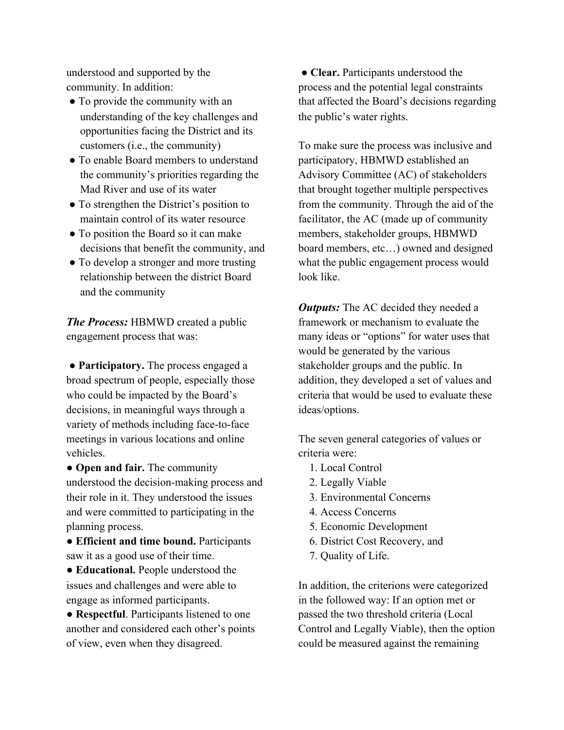understood and supported by the community. In addition:

- To provide the community with an understanding of the key challenges and opportunities facing the District and its customers (i.e., the community)
- To enable Board members to understand the community's priorities regarding the Mad River and use of its water
- To strengthen the District's position to maintain control of its water resource
- To position the Board so it can make decisions that benefit the community, and
- To develop a stronger and more trusting relationship between the district Board and the community

***The Process:*** HBMWD created a public engagement process that was:

- **Participatory.** The process engaged a broad spectrum of people, especially those who could be impacted by the Board's decisions, in meaningful ways through a variety of methods including face-to-face meetings in various locations and online vehicles.
- **Open and fair.** The community understood the decision-making process and their role in it. They understood the issues and were committed to participating in the planning process.
- **Efficient and time bound.** Participants saw it as a good use of their time.
- **Educational.** People understood the issues and challenges and were able to engage as informed participants.
- **Respectful**. Participants listened to one another and considered each other's points of view, even when they disagreed.
- **Clear.** Participants understood the process and the potential legal constraints that affected the Board's decisions regarding the public's water rights.

To make sure the process was inclusive and participatory, HBMWD established an Advisory Committee (AC) of stakeholders that brought together multiple perspectives from the community. Through the aid of the facilitator, the AC (made up of community members, stakeholder groups, HBMWD board members, etc…) owned and designed what the public engagement process would look like.

***Outputs:*** The AC decided they needed a framework or mechanism to evaluate the many ideas or "options" for water uses that would be generated by the various stakeholder groups and the public. In addition, they developed a set of values and criteria that would be used to evaluate these ideas/options.

The seven general categories of values or criteria were:

1. Local Control
2. Legally Viable
3. Environmental Concerns
4. Access Concerns
5. Economic Development
6. District Cost Recovery, and
7. Quality of Life.

In addition, the criterions were categorized in the followed way: If an option met or passed the two threshold criteria (Local Control and Legally Viable), then the option could be measured against the remaining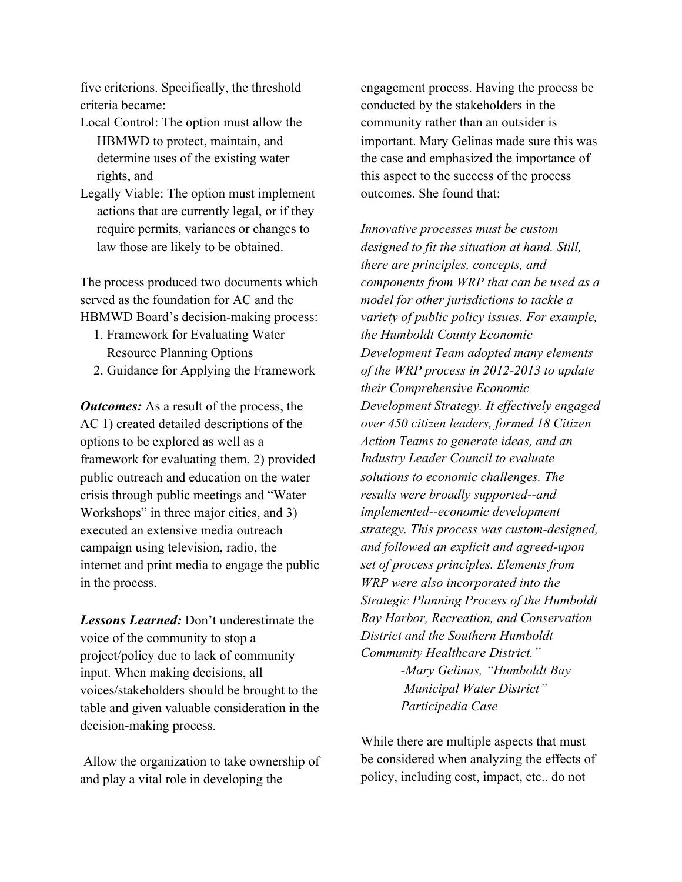five criterions. Specifically, the threshold criteria became:

Local Control: The option must allow the HBMWD to protect, maintain, and determine uses of the existing water rights, and

Legally Viable: The option must implement actions that are currently legal, or if they require permits, variances or changes to law those are likely to be obtained.

The process produced two documents which served as the foundation for AC and the HBMWD Board's decision-making process:

1. Framework for Evaluating Water Resource Planning Options
2. Guidance for Applying the Framework

***Outcomes:*** As a result of the process, the AC 1) created detailed descriptions of the options to be explored as well as a framework for evaluating them, 2) provided public outreach and education on the water crisis through public meetings and "Water Workshops" in three major cities, and 3) executed an extensive media outreach campaign using television, radio, the internet and print media to engage the public in the process.

***Lessons Learned:*** Don't underestimate the voice of the community to stop a project/policy due to lack of community input. When making decisions, all voices/stakeholders should be brought to the table and given valuable consideration in the decision-making process.

Allow the organization to take ownership of and play a vital role in developing the engagement process. Having the process be conducted by the stakeholders in the community rather than an outsider is important. Mary Gelinas made sure this was the case and emphasized the importance of this aspect to the success of the process outcomes. She found that:

*Innovative processes must be custom designed to fit the situation at hand. Still, there are principles, concepts, and components from WRP that can be used as a model for other jurisdictions to tackle a variety of public policy issues. For example, the Humboldt County Economic Development Team adopted many elements of the WRP process in 2012-2013 to update their Comprehensive Economic Development Strategy. It effectively engaged over 450 citizen leaders, formed 18 Citizen Action Teams to generate ideas, and an Industry Leader Council to evaluate solutions to economic challenges. The results were broadly supported--and implemented--economic development strategy. This process was custom-designed, and followed an explicit and agreed-upon set of process principles. Elements from WRP were also incorporated into the Strategic Planning Process of the Humboldt Bay Harbor, Recreation, and Conservation District and the Southern Humboldt Community Healthcare District."*

*-Mary Gelinas, "Humboldt Bay Municipal Water District" Participedia Case*

While there are multiple aspects that must be considered when analyzing the effects of policy, including cost, impact, etc.. do not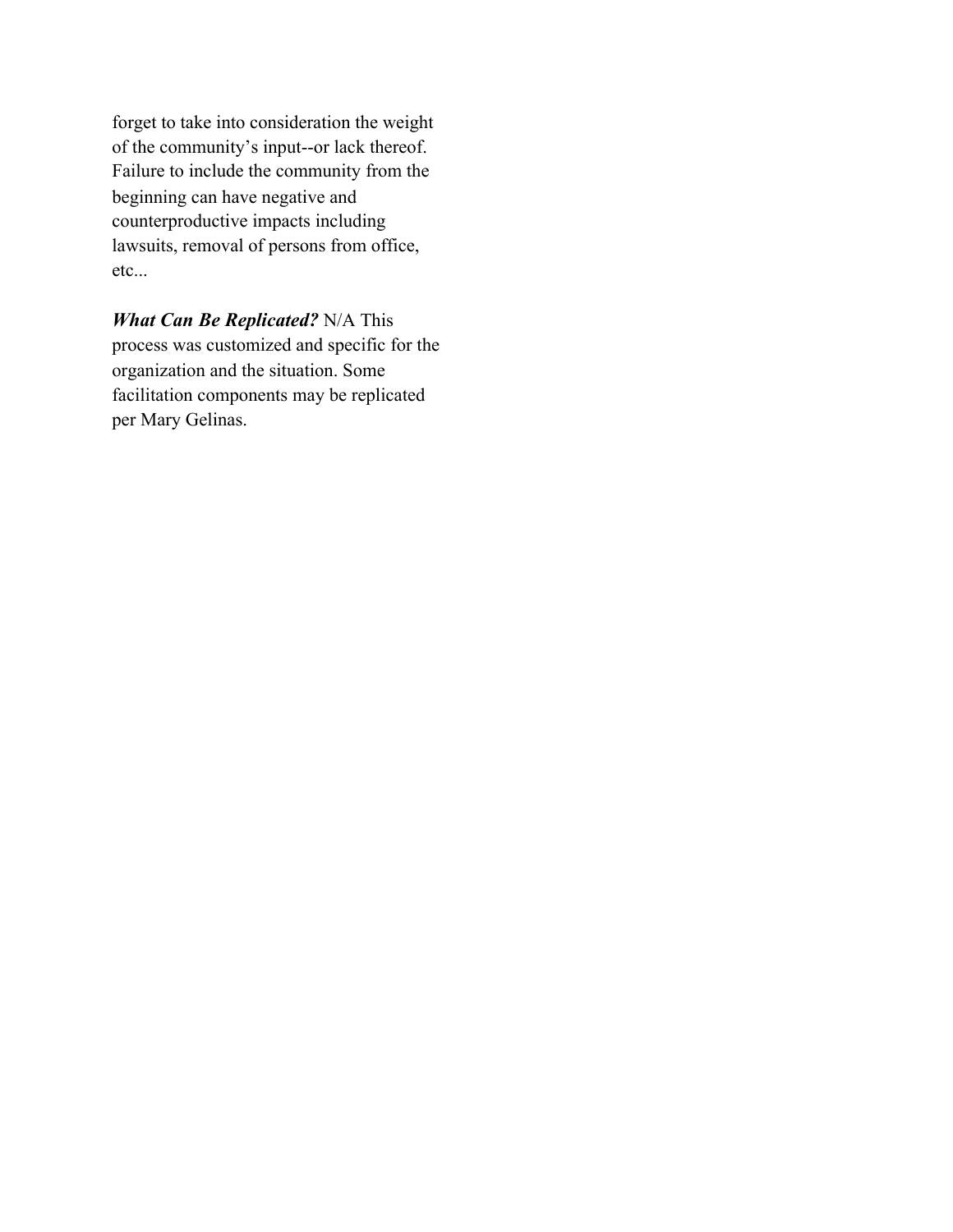forget to take into consideration the weight of the community's input--or lack thereof. Failure to include the community from the beginning can have negative and counterproductive impacts including lawsuits, removal of persons from office, etc...

***What Can Be Replicated?*** N/A This process was customized and specific for the organization and the situation. Some facilitation components may be replicated per Mary Gelinas.